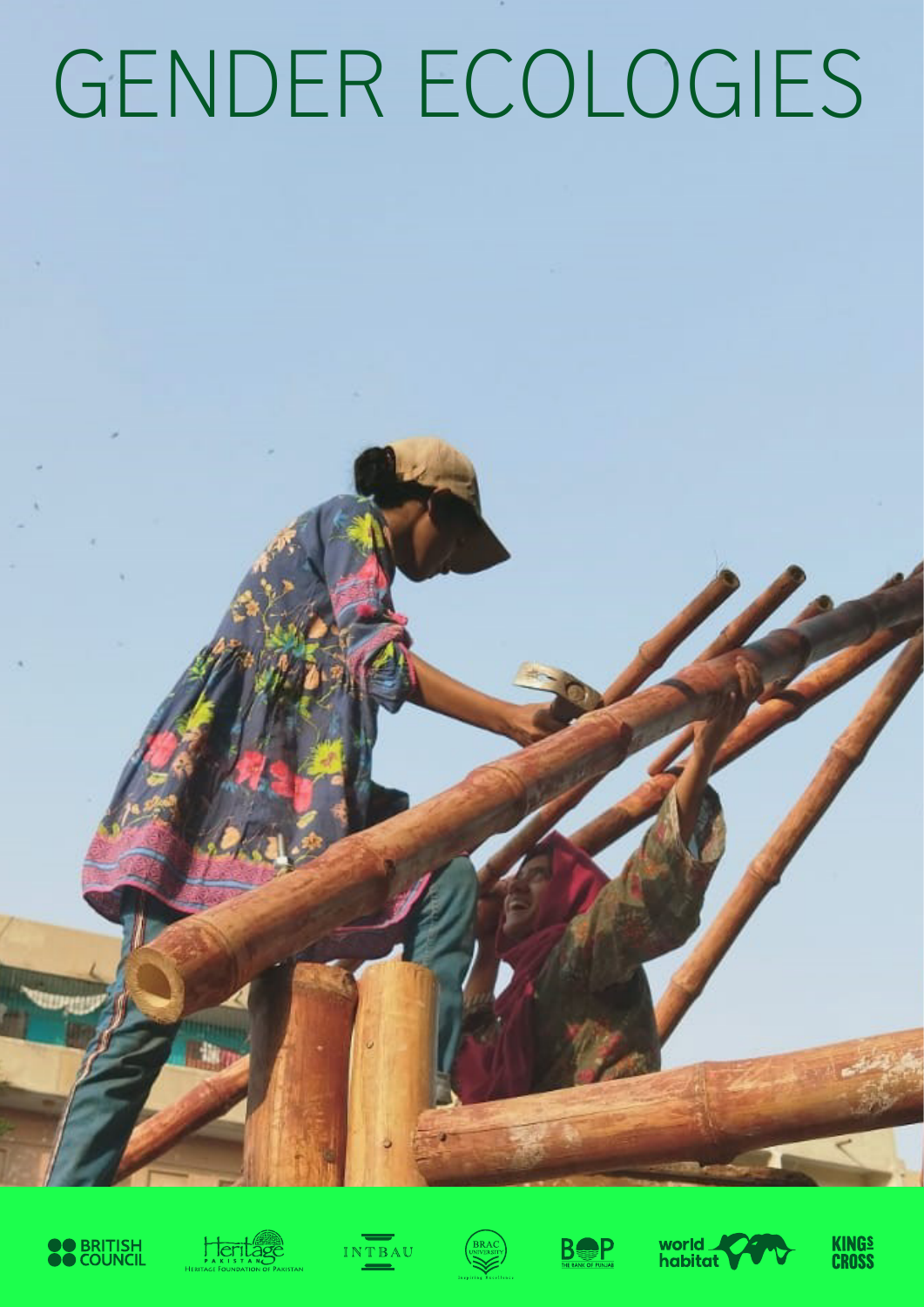# GENDER ECOLOGIES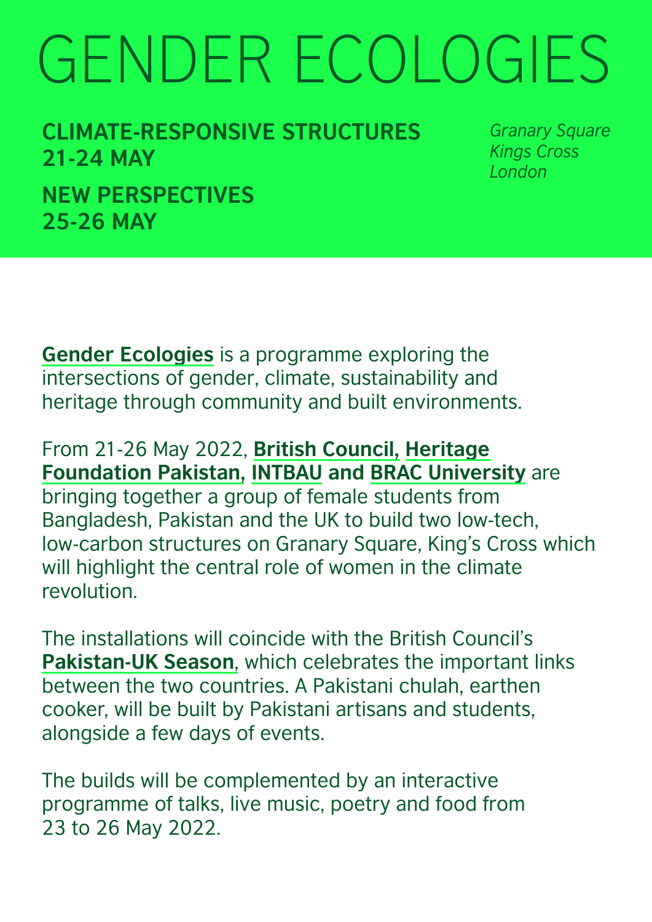# GENDER ECOLOGIES

**CLIMATE-RESPONSIVE STRUCTURES**
**21-24 MAY**

**NEW PERSPECTIVES**
**25-26 MAY**

*Granary Square*
*Kings Cross*
*London*

**Gender Ecologies** is a programme exploring the intersections of gender, climate, sustainability and heritage through community and built environments.

From 21-26 May 2022, **British Council, Heritage Foundation Pakistan, INTBAU and BRAC University** are bringing together a group of female students from Bangladesh, Pakistan and the UK to build two low-tech, low-carbon structures on Granary Square, King's Cross which will highlight the central role of women in the climate revolution.

The installations will coincide with the British Council's **Pakistan-UK Season**, which celebrates the important links between the two countries. A Pakistani chulah, earthen cooker, will be built by Pakistani artisans and students, alongside a few days of events.

The builds will be complemented by an interactive programme of talks, live music, poetry and food from 23 to 26 May 2022.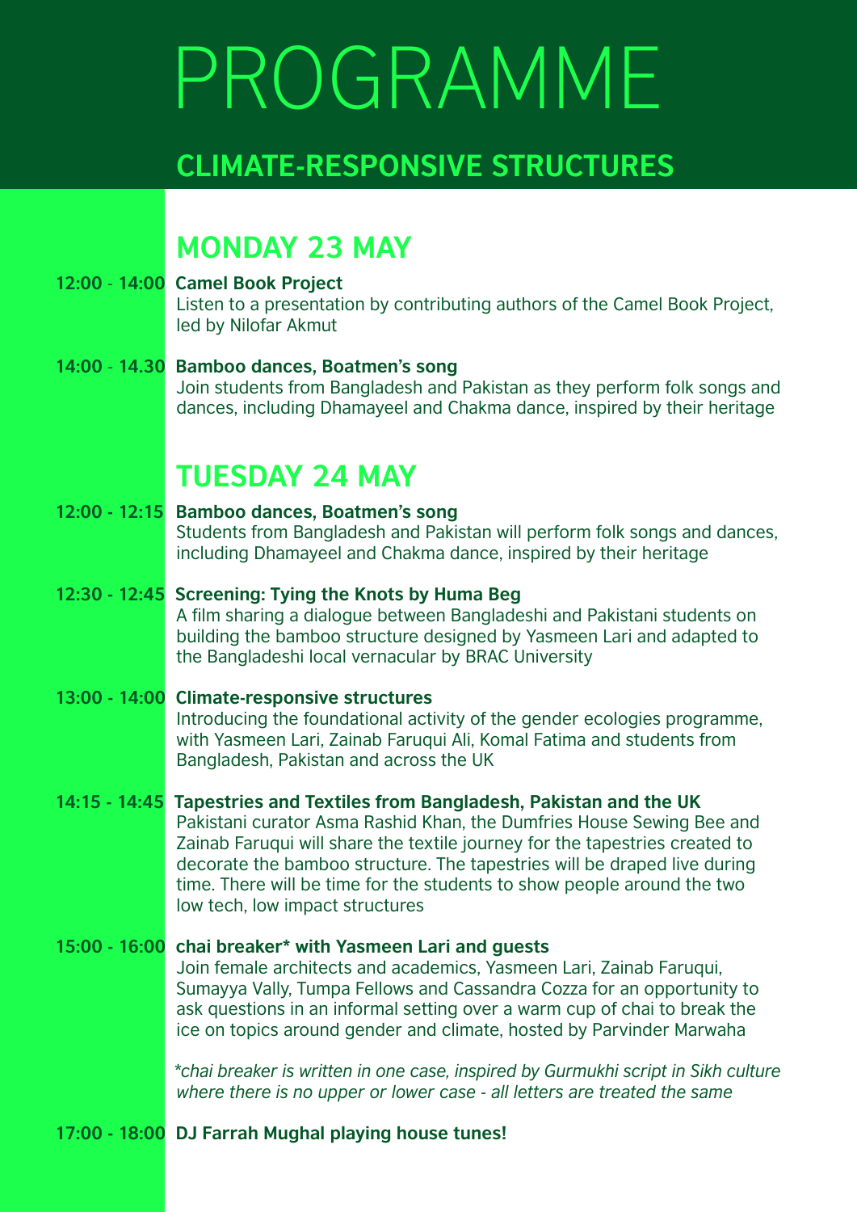# PROGRAMME

## CLIMATE-RESPONSIVE STRUCTURES

## MONDAY 23 MAY

**12:00 - 14:00** **Camel Book Project**
Listen to a presentation by contributing authors of the Camel Book Project, led by Nilofar Akmut

**14:00 - 14.30** **Bamboo dances, Boatmen's song**
Join students from Bangladesh and Pakistan as they perform folk songs and dances, including Dhamayeel and Chakma dance, inspired by their heritage

## TUESDAY 24 MAY

**12:00 - 12:15** **Bamboo dances, Boatmen's song**
Students from Bangladesh and Pakistan will perform folk songs and dances, including Dhamayeel and Chakma dance, inspired by their heritage

**12:30 - 12:45** **Screening: Tying the Knots by Huma Beg**
A film sharing a dialogue between Bangladeshi and Pakistani students on building the bamboo structure designed by Yasmeen Lari and adapted to the Bangladeshi local vernacular by BRAC University

**13:00 - 14:00** **Climate-responsive structures**
Introducing the foundational activity of the gender ecologies programme, with Yasmeen Lari, Zainab Faruqui Ali, Komal Fatima and students from Bangladesh, Pakistan and across the UK

**14:15 - 14:45** **Tapestries and Textiles from Bangladesh, Pakistan and the UK**
Pakistani curator Asma Rashid Khan, the Dumfries House Sewing Bee and Zainab Faruqui will share the textile journey for the tapestries created to decorate the bamboo structure. The tapestries will be draped live during time. There will be time for the students to show people around the two low tech, low impact structures

**15:00 - 16:00** **chai breaker* with Yasmeen Lari and guests**
Join female architects and academics, Yasmeen Lari, Zainab Faruqui, Sumayya Vally, Tumpa Fellows and Cassandra Cozza for an opportunity to ask questions in an informal setting over a warm cup of chai to break the ice on topics around gender and climate, hosted by Parvinder Marwaha

*\*chai breaker is written in one case, inspired by Gurmukhi script in Sikh culture where there is no upper or lower case - all letters are treated the same*

**17:00 - 18:00** **DJ Farrah Mughal playing house tunes!**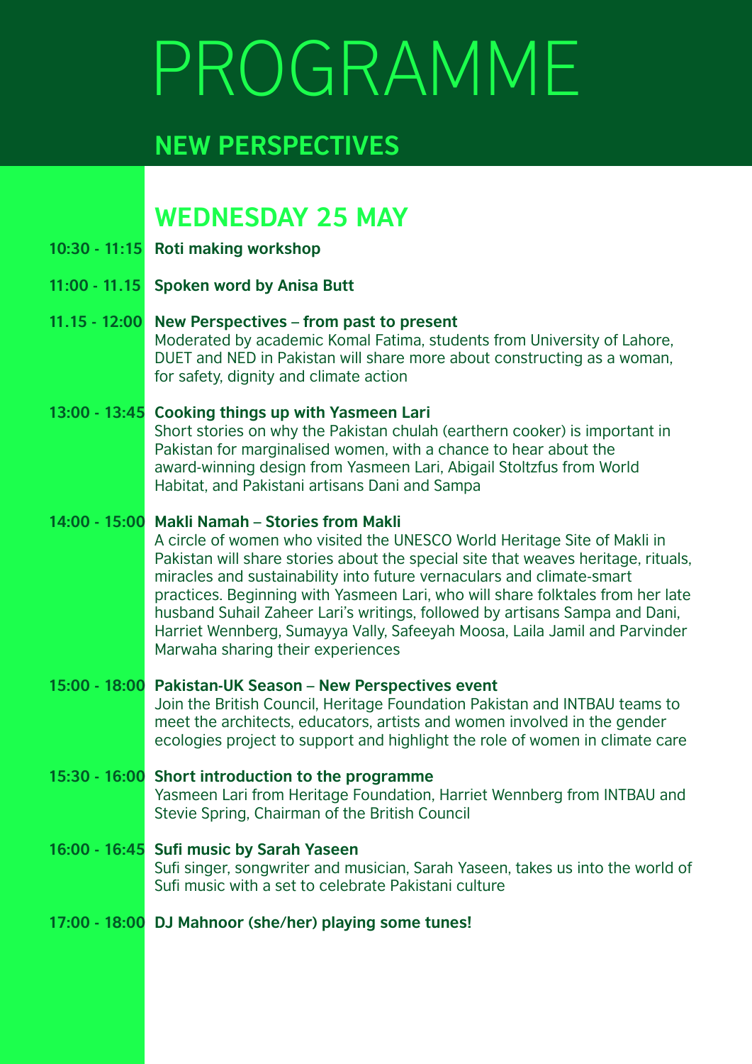# PROGRAMME

## NEW PERSPECTIVES

### WEDNESDAY 25 MAY

**10:30 - 11:15** **Roti making workshop**

**11:00 - 11.15** **Spoken word by Anisa Butt**

**11.15 - 12:00** **New Perspectives – from past to present**
Moderated by academic Komal Fatima, students from University of Lahore, DUET and NED in Pakistan will share more about constructing as a woman, for safety, dignity and climate action

**13:00 - 13:45** **Cooking things up with Yasmeen Lari**
Short stories on why the Pakistan chulah (earthern cooker) is important in Pakistan for marginalised women, with a chance to hear about the award-winning design from Yasmeen Lari, Abigail Stoltzfus from World Habitat, and Pakistani artisans Dani and Sampa

**14:00 - 15:00** **Makli Namah – Stories from Makli**
A circle of women who visited the UNESCO World Heritage Site of Makli in Pakistan will share stories about the special site that weaves heritage, rituals, miracles and sustainability into future vernaculars and climate-smart practices. Beginning with Yasmeen Lari, who will share folktales from her late husband Suhail Zaheer Lari's writings, followed by artisans Sampa and Dani, Harriet Wennberg, Sumayya Vally, Safeeyah Moosa, Laila Jamil and Parvinder Marwaha sharing their experiences

**15:00 - 18:00** **Pakistan-UK Season – New Perspectives event**
Join the British Council, Heritage Foundation Pakistan and INTBAU teams to meet the architects, educators, artists and women involved in the gender ecologies project to support and highlight the role of women in climate care

**15:30 - 16:00** **Short introduction to the programme**
Yasmeen Lari from Heritage Foundation, Harriet Wennberg from INTBAU and Stevie Spring, Chairman of the British Council

**16:00 - 16:45** **Sufi music by Sarah Yaseen**
Sufi singer, songwriter and musician, Sarah Yaseen, takes us into the world of Sufi music with a set to celebrate Pakistani culture

**17:00 - 18:00** **DJ Mahnoor (she/her) playing some tunes!**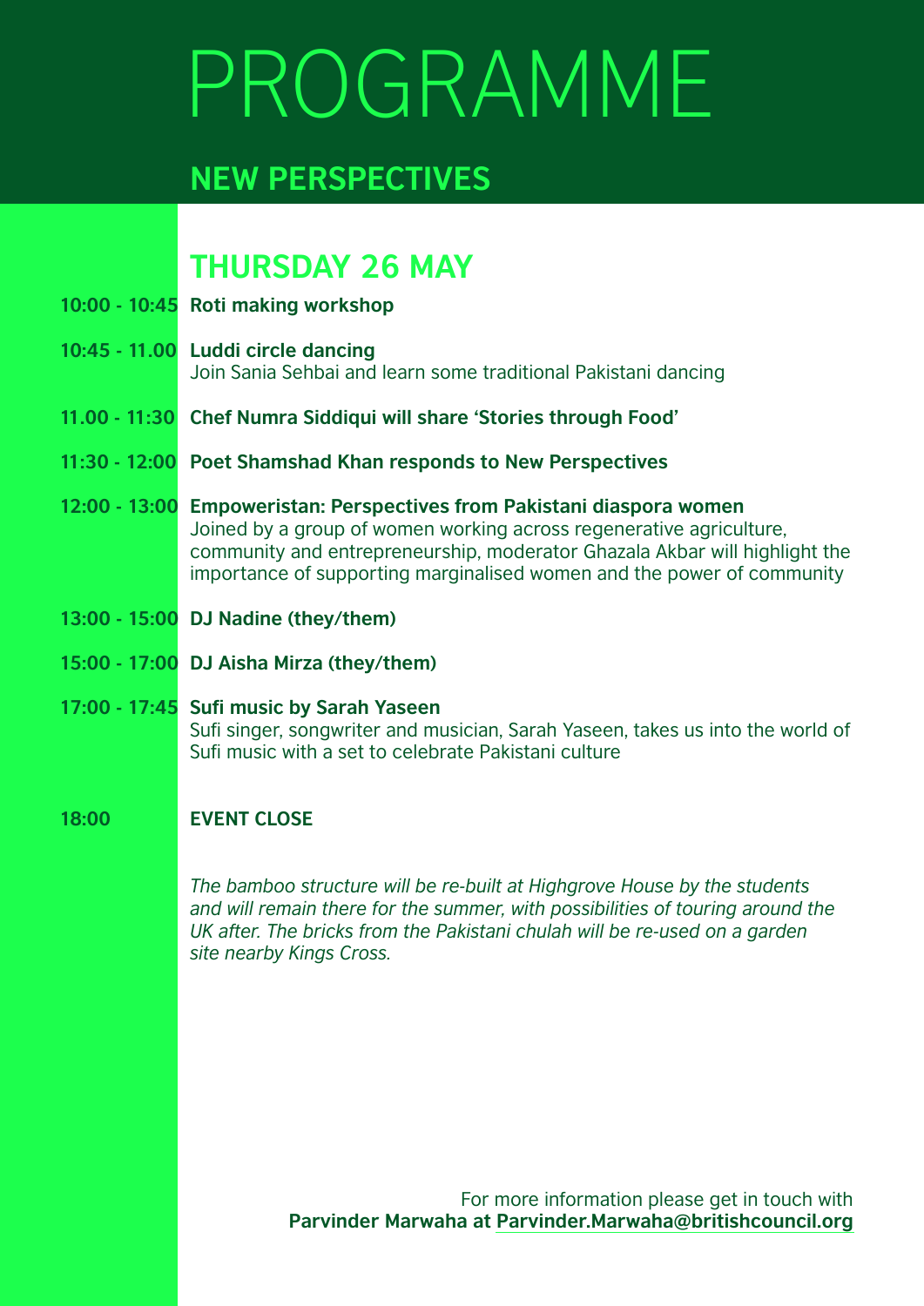# PROGRAMME

## NEW PERSPECTIVES

### THURSDAY 26 MAY

**10:00 - 10:45** **Roti making workshop**

**10:45 - 11.00** **Luddi circle dancing**
Join Sania Sehbai and learn some traditional Pakistani dancing

**11.00 - 11:30** **Chef Numra Siddiqui will share 'Stories through Food'**

**11:30 - 12:00** **Poet Shamshad Khan responds to New Perspectives**

**12:00 - 13:00** **Empoweristan: Perspectives from Pakistani diaspora women**
Joined by a group of women working across regenerative agriculture, community and entrepreneurship, moderator Ghazala Akbar will highlight the importance of supporting marginalised women and the power of community

**13:00 - 15:00** **DJ Nadine (they/them)**

**15:00 - 17:00** **DJ Aisha Mirza (they/them)**

**17:00 - 17:45** **Sufi music by Sarah Yaseen**
Sufi singer, songwriter and musician, Sarah Yaseen, takes us into the world of Sufi music with a set to celebrate Pakistani culture

**18:00** **EVENT CLOSE**

*The bamboo structure will be re-built at Highgrove House by the students and will remain there for the summer, with possibilities of touring around the UK after. The bricks from the Pakistani chulah will be re-used on a garden site nearby Kings Cross.*

For more information please get in touch with
**Parvinder Marwaha at Parvinder.Marwaha@britishcouncil.org**